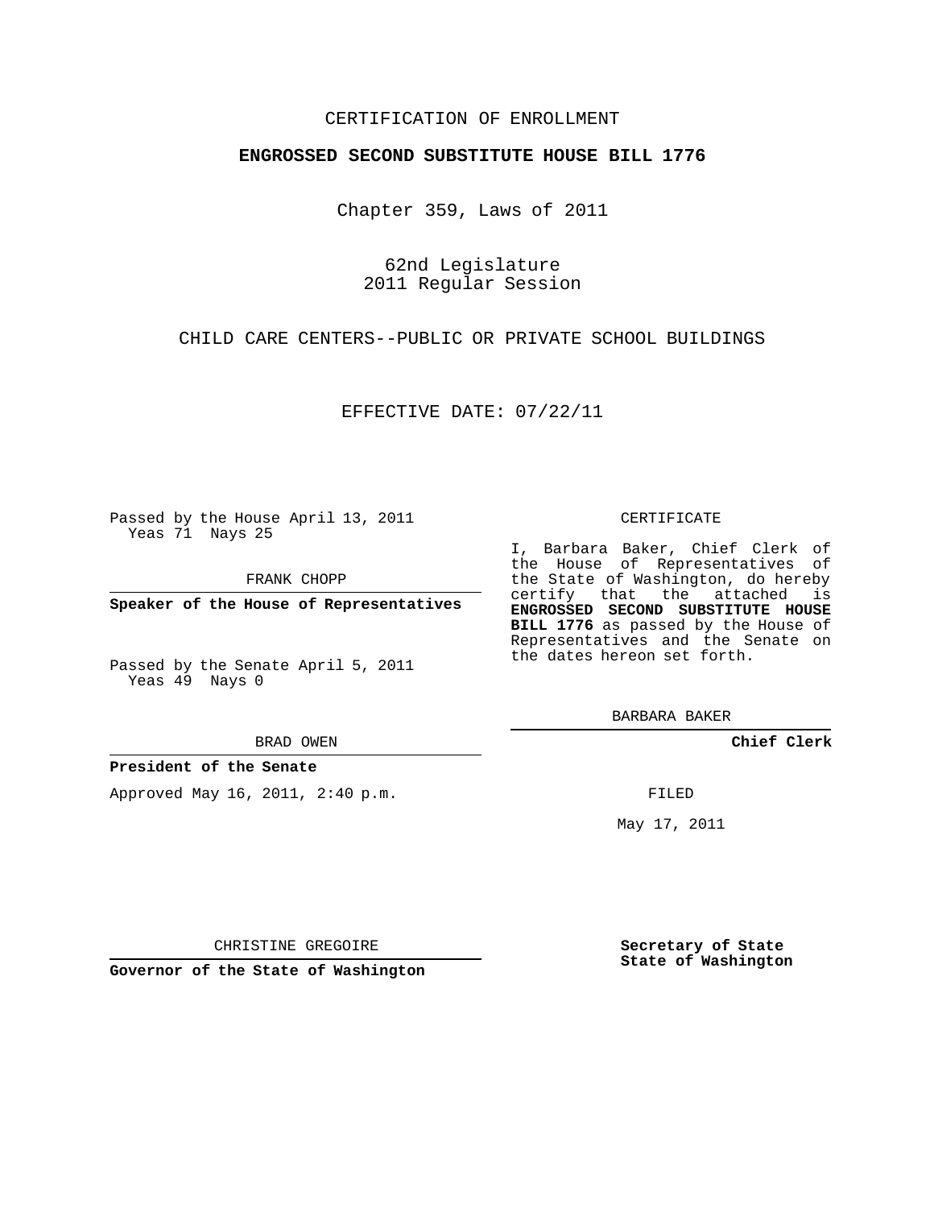CERTIFICATION OF ENROLLMENT

**ENGROSSED SECOND SUBSTITUTE HOUSE BILL 1776**

Chapter 359, Laws of 2011

62nd Legislature
2011 Regular Session

CHILD CARE CENTERS--PUBLIC OR PRIVATE SCHOOL BUILDINGS

EFFECTIVE DATE: 07/22/11

Passed by the House April 13, 2011
Yeas 71 Nays 25

FRANK CHOPP

**Speaker of the House of Representatives**

Passed by the Senate April 5, 2011
Yeas 49 Nays 0

BRAD OWEN

**President of the Senate**

Approved May 16, 2011, 2:40 p.m.

CHRISTINE GREGOIRE

**Governor of the State of Washington**

CERTIFICATE

I, Barbara Baker, Chief Clerk of the House of Representatives of the State of Washington, do hereby certify that the attached is **ENGROSSED SECOND SUBSTITUTE HOUSE BILL 1776** as passed by the House of Representatives and the Senate on the dates hereon set forth.

BARBARA BAKER

**Chief Clerk**

FILED

May 17, 2011

**Secretary of State**
**State of Washington**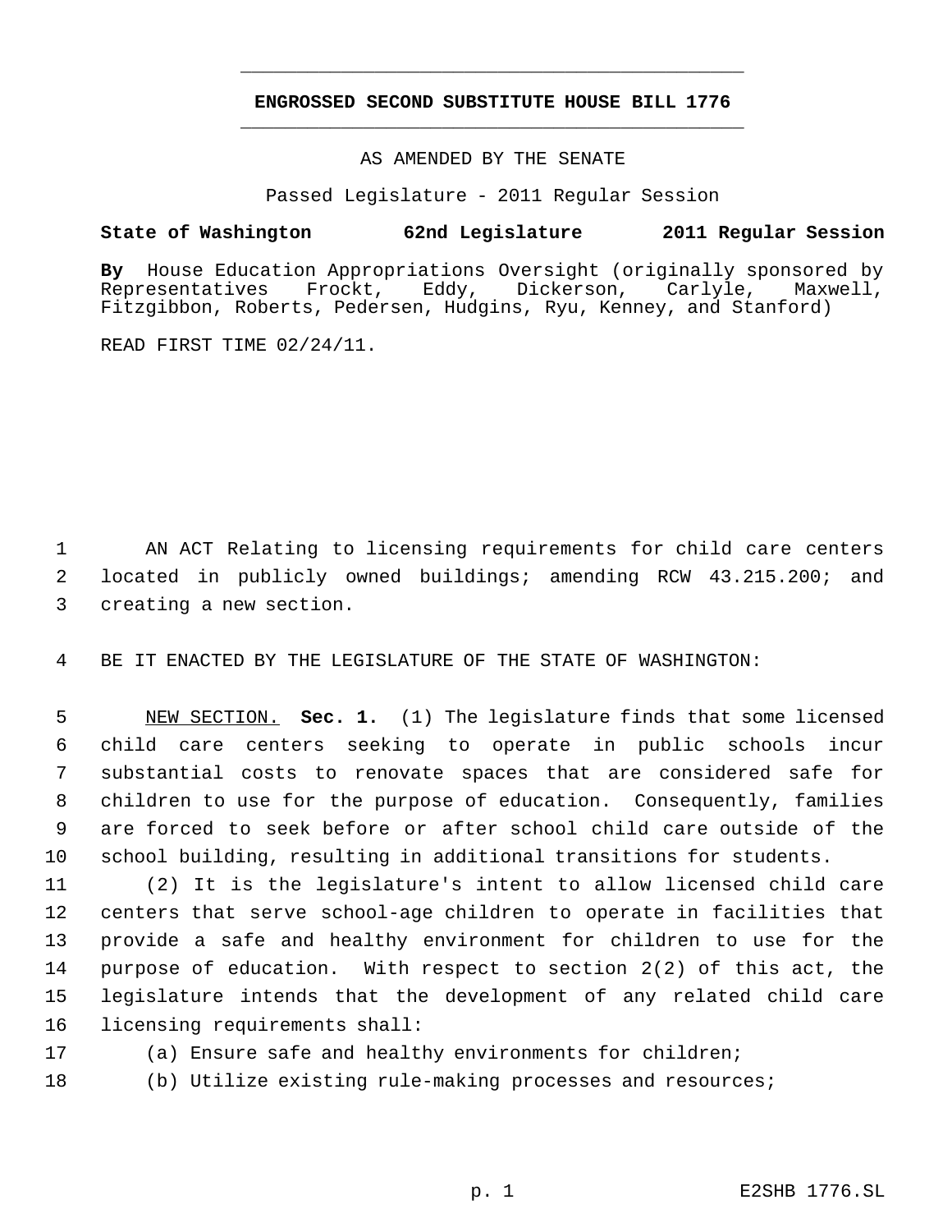# ENGROSSED SECOND SUBSTITUTE HOUSE BILL 1776

AS AMENDED BY THE SENATE

Passed Legislature - 2011 Regular Session

**State of Washington 62nd Legislature 2011 Regular Session**

**By** House Education Appropriations Oversight (originally sponsored by Representatives Frockt, Eddy, Dickerson, Carlyle, Maxwell, Fitzgibbon, Roberts, Pedersen, Hudgins, Ryu, Kenney, and Stanford)

READ FIRST TIME 02/24/11.

AN ACT Relating to licensing requirements for child care centers located in publicly owned buildings; amending RCW 43.215.200; and creating a new section.

BE IT ENACTED BY THE LEGISLATURE OF THE STATE OF WASHINGTON:

NEW SECTION. **Sec. 1.** (1) The legislature finds that some licensed child care centers seeking to operate in public schools incur substantial costs to renovate spaces that are considered safe for children to use for the purpose of education. Consequently, families are forced to seek before or after school child care outside of the school building, resulting in additional transitions for students.

(2) It is the legislature's intent to allow licensed child care centers that serve school-age children to operate in facilities that provide a safe and healthy environment for children to use for the purpose of education. With respect to section 2(2) of this act, the legislature intends that the development of any related child care licensing requirements shall:

(a) Ensure safe and healthy environments for children;

(b) Utilize existing rule-making processes and resources;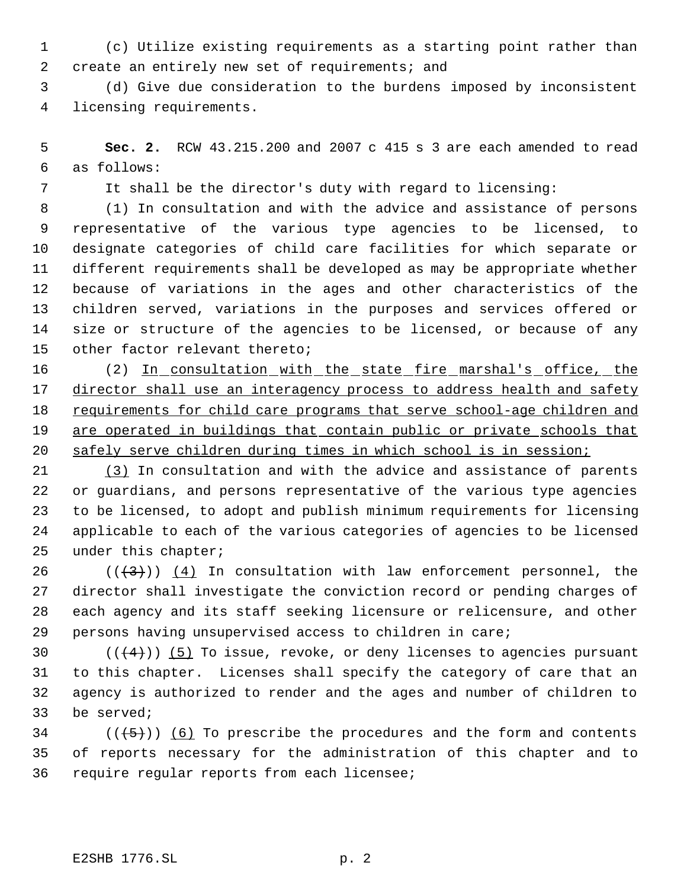(c) Utilize existing requirements as a starting point rather than create an entirely new set of requirements; and

(d) Give due consideration to the burdens imposed by inconsistent licensing requirements.

**Sec. 2.** RCW 43.215.200 and 2007 c 415 s 3 are each amended to read as follows:

It shall be the director's duty with regard to licensing:

(1) In consultation and with the advice and assistance of persons representative of the various type agencies to be licensed, to designate categories of child care facilities for which separate or different requirements shall be developed as may be appropriate whether because of variations in the ages and other characteristics of the children served, variations in the purposes and services offered or size or structure of the agencies to be licensed, or because of any other factor relevant thereto;

(2) <u>In consultation with the state fire marshal's office, the director shall use an interagency process to address health and safety requirements for child care programs that serve school-age children and are operated in buildings that contain public or private schools that safely serve children during times in which school is in session;</u>

<u>(3)</u> In consultation and with the advice and assistance of parents or guardians, and persons representative of the various type agencies to be licensed, to adopt and publish minimum requirements for licensing applicable to each of the various categories of agencies to be licensed under this chapter;

((~~(3)~~)) <u>(4)</u> In consultation with law enforcement personnel, the director shall investigate the conviction record or pending charges of each agency and its staff seeking licensure or relicensure, and other persons having unsupervised access to children in care;

((~~(4)~~)) <u>(5)</u> To issue, revoke, or deny licenses to agencies pursuant to this chapter. Licenses shall specify the category of care that an agency is authorized to render and the ages and number of children to be served;

((~~(5)~~)) <u>(6)</u> To prescribe the procedures and the form and contents of reports necessary for the administration of this chapter and to require regular reports from each licensee;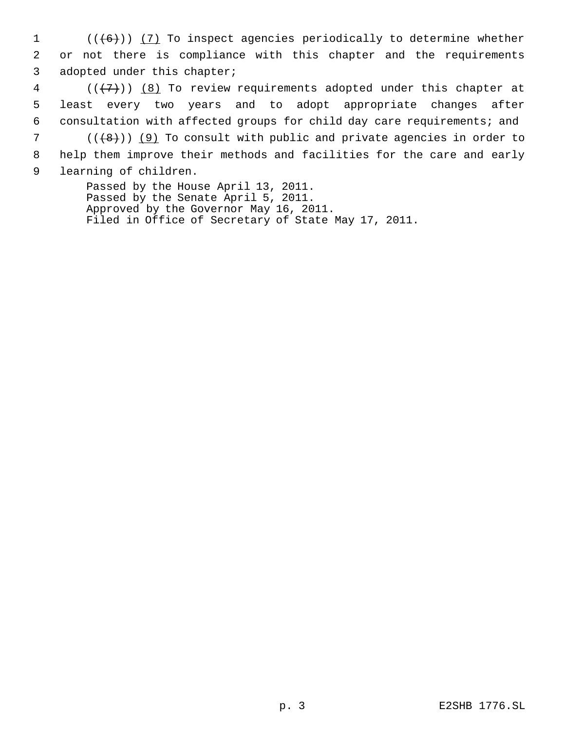((~~(6)~~)) <u>(7)</u> To inspect agencies periodically to determine whether or not there is compliance with this chapter and the requirements adopted under this chapter;

((~~(7)~~)) <u>(8)</u> To review requirements adopted under this chapter at least every two years and to adopt appropriate changes after consultation with affected groups for child day care requirements; and

((~~(8)~~)) <u>(9)</u> To consult with public and private agencies in order to help them improve their methods and facilities for the care and early learning of children.

Passed by the House April 13, 2011.
Passed by the Senate April 5, 2011.
Approved by the Governor May 16, 2011.
Filed in Office of Secretary of State May 17, 2011.